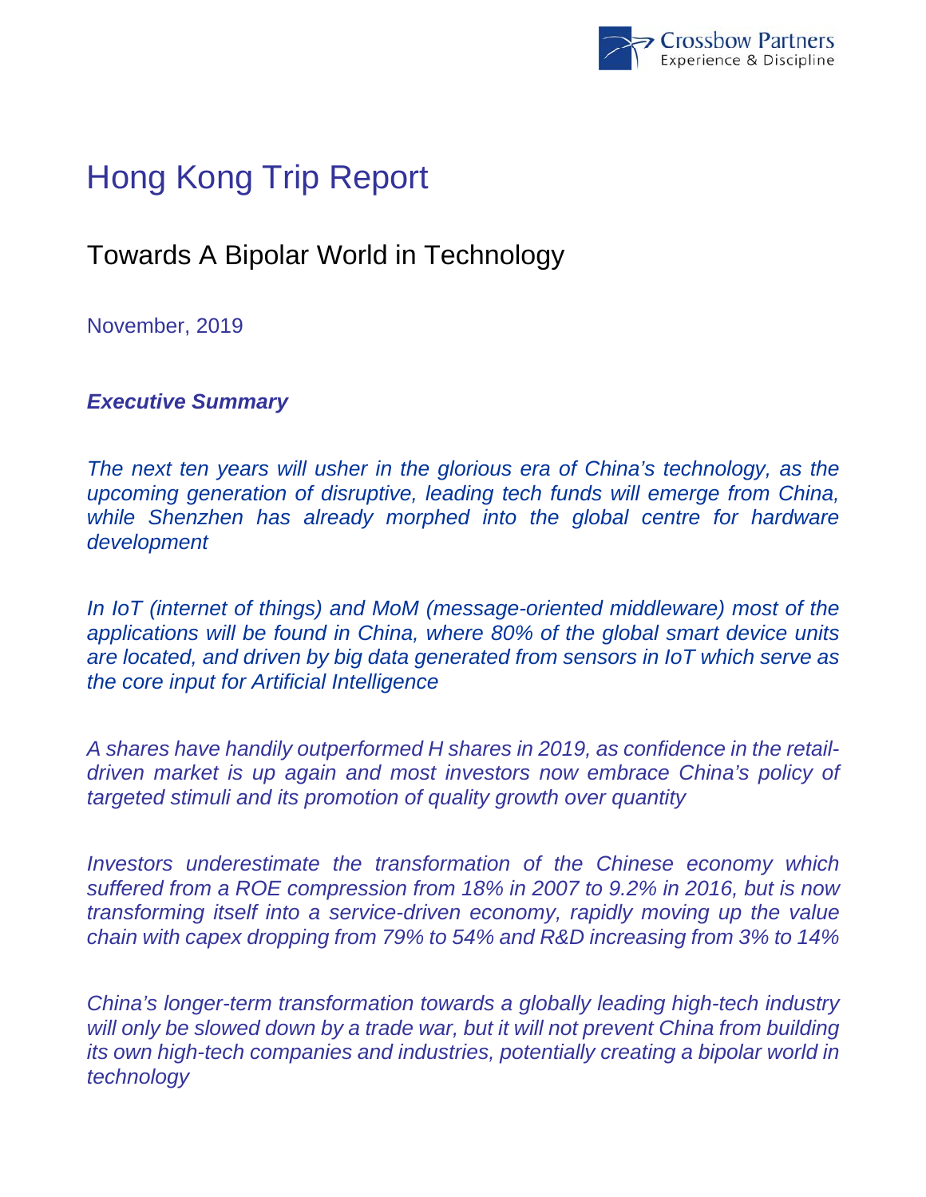Crossbow Partners
Experience & Discipline

# Hong Kong Trip Report

## Towards A Bipolar World in Technology

November, 2019

***Executive Summary***

*The next ten years will usher in the glorious era of China's technology, as the upcoming generation of disruptive, leading tech funds will emerge from China, while Shenzhen has already morphed into the global centre for hardware development*

*In IoT (internet of things) and MoM (message-oriented middleware) most of the applications will be found in China, where 80% of the global smart device units are located, and driven by big data generated from sensors in IoT which serve as the core input for Artificial Intelligence*

*A shares have handily outperformed H shares in 2019, as confidence in the retail-driven market is up again and most investors now embrace China's policy of targeted stimuli and its promotion of quality growth over quantity*

*Investors underestimate the transformation of the Chinese economy which suffered from a ROE compression from 18% in 2007 to 9.2% in 2016, but is now transforming itself into a service-driven economy, rapidly moving up the value chain with capex dropping from 79% to 54% and R&D increasing from 3% to 14%*

*China's longer-term transformation towards a globally leading high-tech industry will only be slowed down by a trade war, but it will not prevent China from building its own high-tech companies and industries, potentially creating a bipolar world in technology*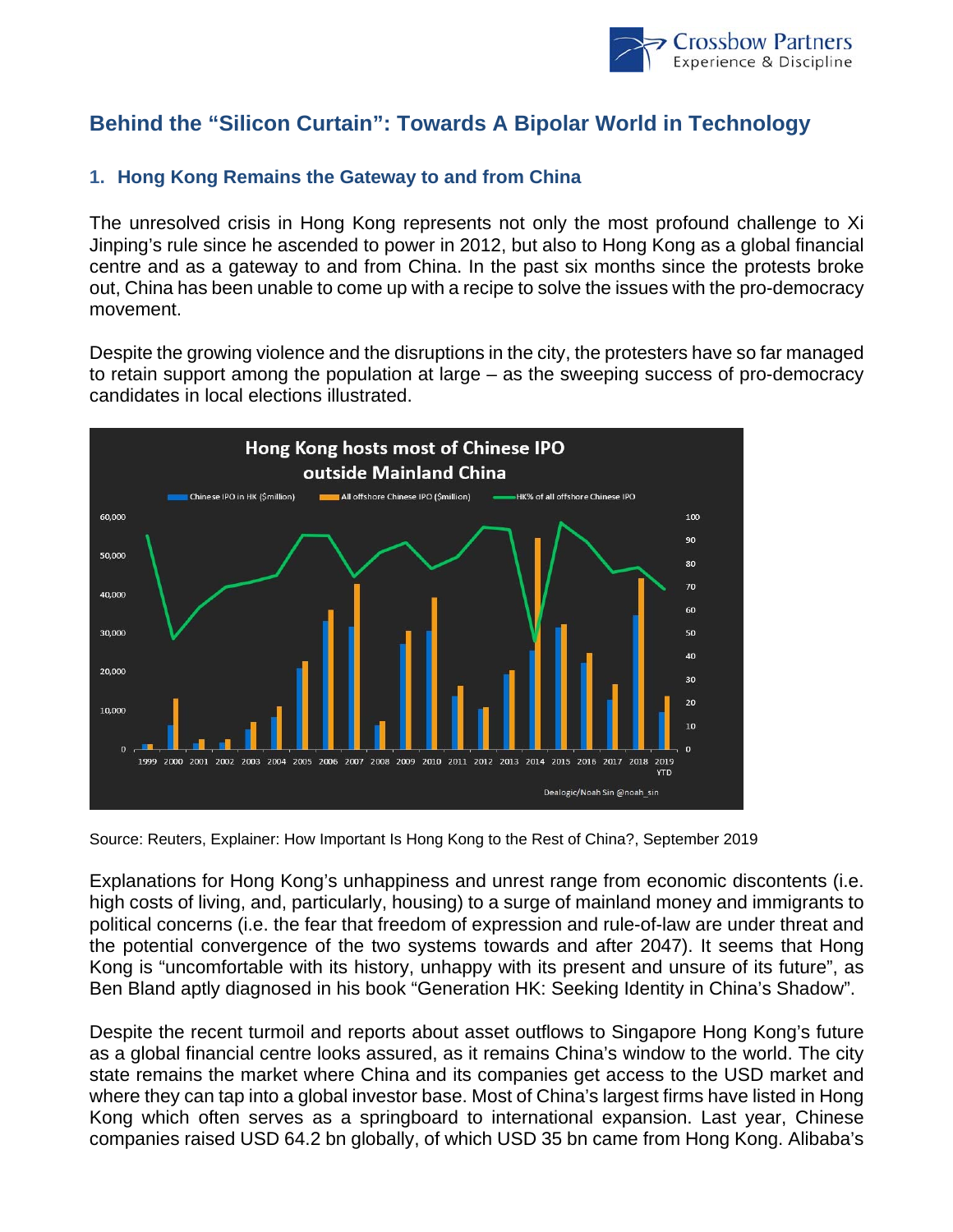# Behind the "Silicon Curtain": Towards A Bipolar World in Technology

## 1. Hong Kong Remains the Gateway to and from China

The unresolved crisis in Hong Kong represents not only the most profound challenge to Xi Jinping's rule since he ascended to power in 2012, but also to Hong Kong as a global financial centre and as a gateway to and from China. In the past six months since the protests broke out, China has been unable to come up with a recipe to solve the issues with the pro-democracy movement.

Despite the growing violence and the disruptions in the city, the protesters have so far managed to retain support among the population at large – as the sweeping success of pro-democracy candidates in local elections illustrated.

Source: Reuters, Explainer: How Important Is Hong Kong to the Rest of China?, September 2019

Explanations for Hong Kong's unhappiness and unrest range from economic discontents (i.e. high costs of living, and, particularly, housing) to a surge of mainland money and immigrants to political concerns (i.e. the fear that freedom of expression and rule-of-law are under threat and the potential convergence of the two systems towards and after 2047). It seems that Hong Kong is "uncomfortable with its history, unhappy with its present and unsure of its future", as Ben Bland aptly diagnosed in his book "Generation HK: Seeking Identity in China's Shadow".

Despite the recent turmoil and reports about asset outflows to Singapore Hong Kong's future as a global financial centre looks assured, as it remains China's window to the world. The city state remains the market where China and its companies get access to the USD market and where they can tap into a global investor base. Most of China's largest firms have listed in Hong Kong which often serves as a springboard to international expansion. Last year, Chinese companies raised USD 64.2 bn globally, of which USD 35 bn came from Hong Kong. Alibaba's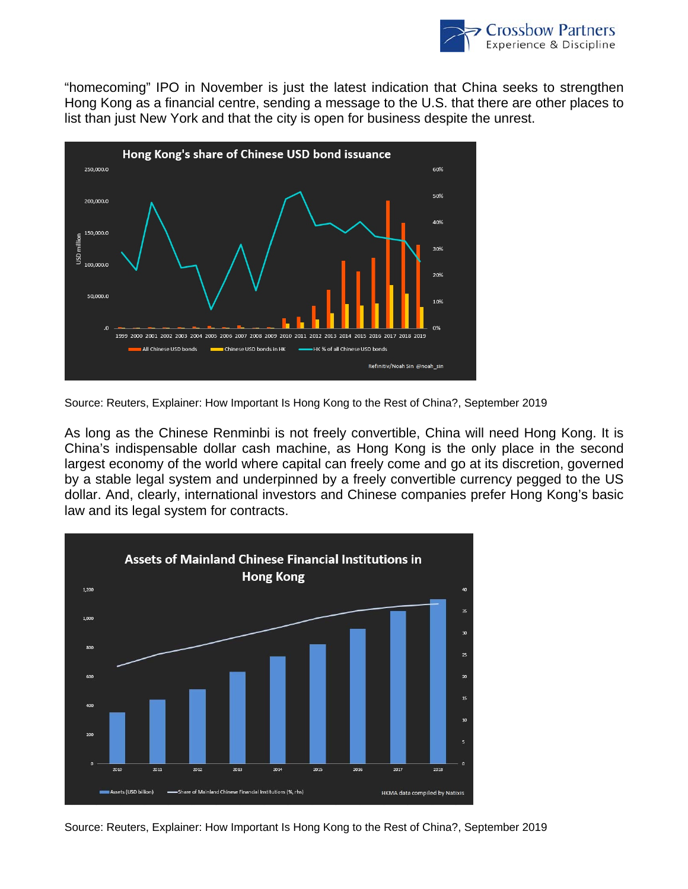"homecoming" IPO in November is just the latest indication that China seeks to strengthen Hong Kong as a financial centre, sending a message to the U.S. that there are other places to list than just New York and that the city is open for business despite the unrest.

Source: Reuters, Explainer: How Important Is Hong Kong to the Rest of China?, September 2019

As long as the Chinese Renminbi is not freely convertible, China will need Hong Kong. It is China's indispensable dollar cash machine, as Hong Kong is the only place in the second largest economy of the world where capital can freely come and go at its discretion, governed by a stable legal system and underpinned by a freely convertible currency pegged to the US dollar. And, clearly, international investors and Chinese companies prefer Hong Kong's basic law and its legal system for contracts.

Source: Reuters, Explainer: How Important Is Hong Kong to the Rest of China?, September 2019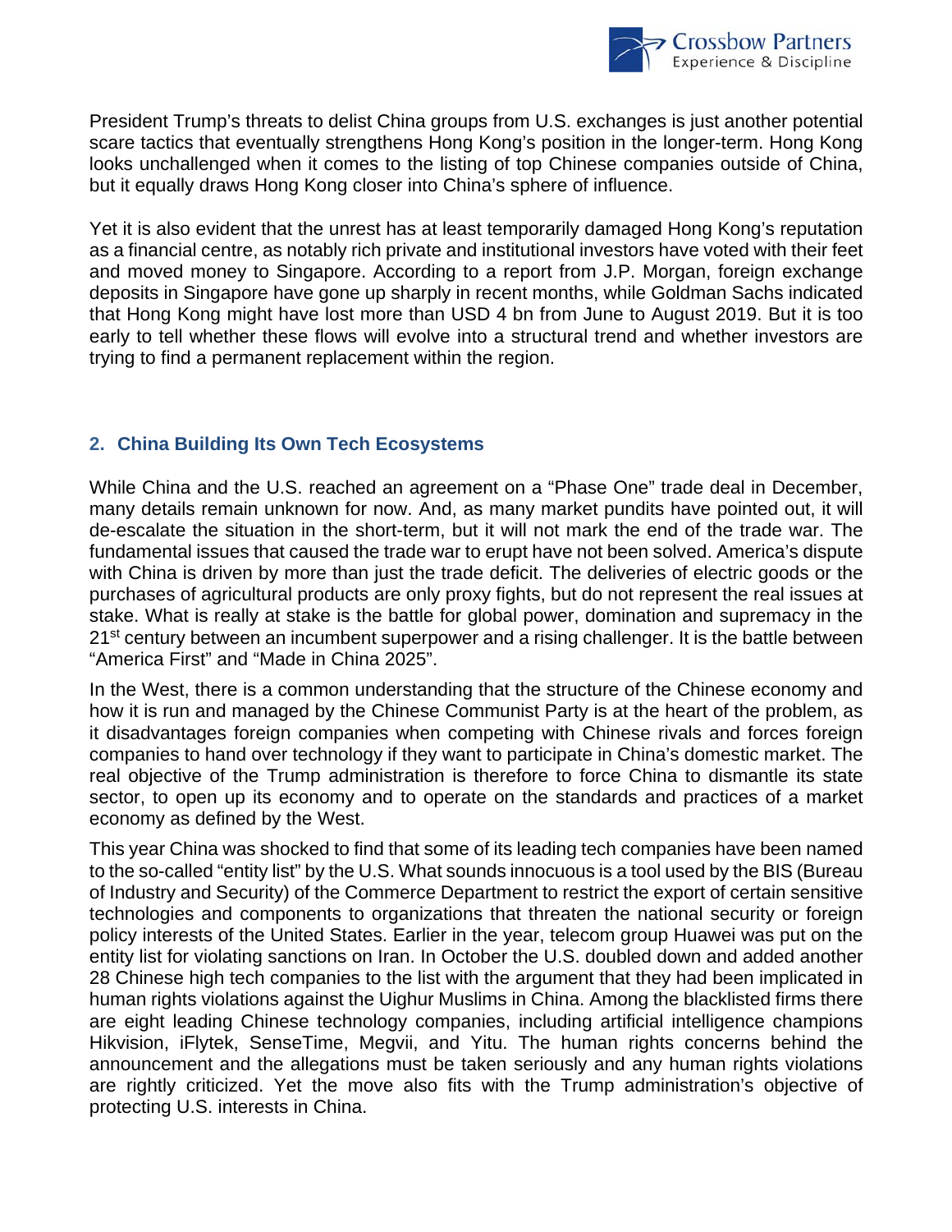President Trump's threats to delist China groups from U.S. exchanges is just another potential scare tactics that eventually strengthens Hong Kong's position in the longer-term. Hong Kong looks unchallenged when it comes to the listing of top Chinese companies outside of China, but it equally draws Hong Kong closer into China's sphere of influence.

Yet it is also evident that the unrest has at least temporarily damaged Hong Kong's reputation as a financial centre, as notably rich private and institutional investors have voted with their feet and moved money to Singapore. According to a report from J.P. Morgan, foreign exchange deposits in Singapore have gone up sharply in recent months, while Goldman Sachs indicated that Hong Kong might have lost more than USD 4 bn from June to August 2019. But it is too early to tell whether these flows will evolve into a structural trend and whether investors are trying to find a permanent replacement within the region.

## 2. China Building Its Own Tech Ecosystems

While China and the U.S. reached an agreement on a "Phase One" trade deal in December, many details remain unknown for now. And, as many market pundits have pointed out, it will de-escalate the situation in the short-term, but it will not mark the end of the trade war. The fundamental issues that caused the trade war to erupt have not been solved. America's dispute with China is driven by more than just the trade deficit. The deliveries of electric goods or the purchases of agricultural products are only proxy fights, but do not represent the real issues at stake. What is really at stake is the battle for global power, domination and supremacy in the 21st century between an incumbent superpower and a rising challenger. It is the battle between "America First" and "Made in China 2025".

In the West, there is a common understanding that the structure of the Chinese economy and how it is run and managed by the Chinese Communist Party is at the heart of the problem, as it disadvantages foreign companies when competing with Chinese rivals and forces foreign companies to hand over technology if they want to participate in China's domestic market. The real objective of the Trump administration is therefore to force China to dismantle its state sector, to open up its economy and to operate on the standards and practices of a market economy as defined by the West.

This year China was shocked to find that some of its leading tech companies have been named to the so-called "entity list" by the U.S. What sounds innocuous is a tool used by the BIS (Bureau of Industry and Security) of the Commerce Department to restrict the export of certain sensitive technologies and components to organizations that threaten the national security or foreign policy interests of the United States. Earlier in the year, telecom group Huawei was put on the entity list for violating sanctions on Iran. In October the U.S. doubled down and added another 28 Chinese high tech companies to the list with the argument that they had been implicated in human rights violations against the Uighur Muslims in China. Among the blacklisted firms there are eight leading Chinese technology companies, including artificial intelligence champions Hikvision, iFlytek, SenseTime, Megvii, and Yitu. The human rights concerns behind the announcement and the allegations must be taken seriously and any human rights violations are rightly criticized. Yet the move also fits with the Trump administration's objective of protecting U.S. interests in China.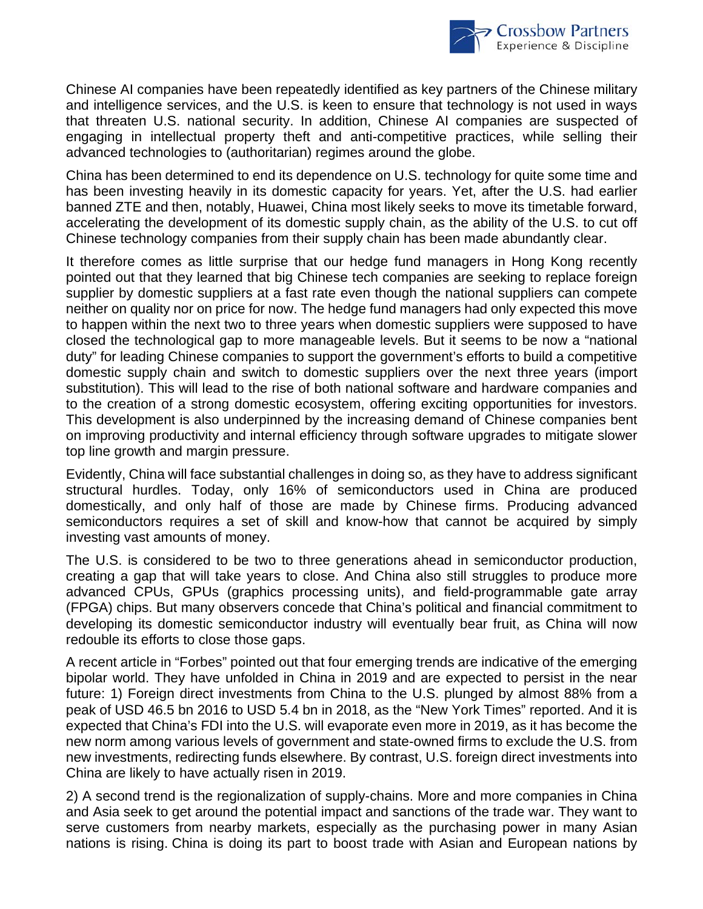Chinese AI companies have been repeatedly identified as key partners of the Chinese military and intelligence services, and the U.S. is keen to ensure that technology is not used in ways that threaten U.S. national security. In addition, Chinese AI companies are suspected of engaging in intellectual property theft and anti-competitive practices, while selling their advanced technologies to (authoritarian) regimes around the globe.

China has been determined to end its dependence on U.S. technology for quite some time and has been investing heavily in its domestic capacity for years. Yet, after the U.S. had earlier banned ZTE and then, notably, Huawei, China most likely seeks to move its timetable forward, accelerating the development of its domestic supply chain, as the ability of the U.S. to cut off Chinese technology companies from their supply chain has been made abundantly clear.

It therefore comes as little surprise that our hedge fund managers in Hong Kong recently pointed out that they learned that big Chinese tech companies are seeking to replace foreign supplier by domestic suppliers at a fast rate even though the national suppliers can compete neither on quality nor on price for now. The hedge fund managers had only expected this move to happen within the next two to three years when domestic suppliers were supposed to have closed the technological gap to more manageable levels. But it seems to be now a "national duty" for leading Chinese companies to support the government's efforts to build a competitive domestic supply chain and switch to domestic suppliers over the next three years (import substitution). This will lead to the rise of both national software and hardware companies and to the creation of a strong domestic ecosystem, offering exciting opportunities for investors. This development is also underpinned by the increasing demand of Chinese companies bent on improving productivity and internal efficiency through software upgrades to mitigate slower top line growth and margin pressure.

Evidently, China will face substantial challenges in doing so, as they have to address significant structural hurdles. Today, only 16% of semiconductors used in China are produced domestically, and only half of those are made by Chinese firms. Producing advanced semiconductors requires a set of skill and know-how that cannot be acquired by simply investing vast amounts of money.

The U.S. is considered to be two to three generations ahead in semiconductor production, creating a gap that will take years to close. And China also still struggles to produce more advanced CPUs, GPUs (graphics processing units), and field-programmable gate array (FPGA) chips. But many observers concede that China's political and financial commitment to developing its domestic semiconductor industry will eventually bear fruit, as China will now redouble its efforts to close those gaps.

A recent article in "Forbes" pointed out that four emerging trends are indicative of the emerging bipolar world. They have unfolded in China in 2019 and are expected to persist in the near future: 1) Foreign direct investments from China to the U.S. plunged by almost 88% from a peak of USD 46.5 bn 2016 to USD 5.4 bn in 2018, as the "New York Times" reported. And it is expected that China's FDI into the U.S. will evaporate even more in 2019, as it has become the new norm among various levels of government and state-owned firms to exclude the U.S. from new investments, redirecting funds elsewhere. By contrast, U.S. foreign direct investments into China are likely to have actually risen in 2019.

2) A second trend is the regionalization of supply-chains. More and more companies in China and Asia seek to get around the potential impact and sanctions of the trade war. They want to serve customers from nearby markets, especially as the purchasing power in many Asian nations is rising. China is doing its part to boost trade with Asian and European nations by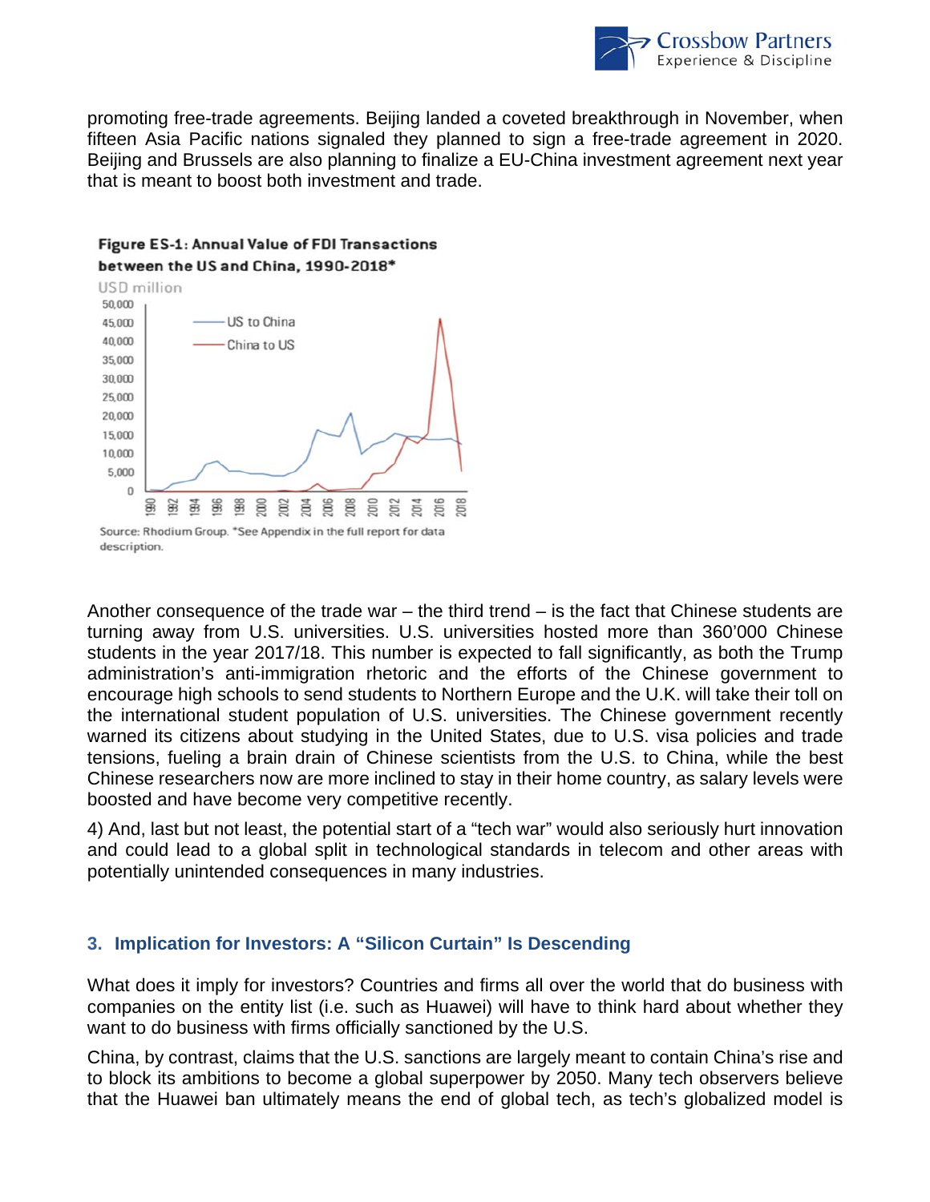promoting free-trade agreements. Beijing landed a coveted breakthrough in November, when fifteen Asia Pacific nations signaled they planned to sign a free-trade agreement in 2020. Beijing and Brussels are also planning to finalize a EU-China investment agreement next year that is meant to boost both investment and trade.

**Figure ES-1: Annual Value of FDI Transactions between the US and China, 1990-2018***

Source: Rhodium Group. *See Appendix in the full report for data description.

Another consequence of the trade war – the third trend – is the fact that Chinese students are turning away from U.S. universities. U.S. universities hosted more than 360'000 Chinese students in the year 2017/18. This number is expected to fall significantly, as both the Trump administration's anti-immigration rhetoric and the efforts of the Chinese government to encourage high schools to send students to Northern Europe and the U.K. will take their toll on the international student population of U.S. universities. The Chinese government recently warned its citizens about studying in the United States, due to U.S. visa policies and trade tensions, fueling a brain drain of Chinese scientists from the U.S. to China, while the best Chinese researchers now are more inclined to stay in their home country, as salary levels were boosted and have become very competitive recently.

4) And, last but not least, the potential start of a "tech war" would also seriously hurt innovation and could lead to a global split in technological standards in telecom and other areas with potentially unintended consequences in many industries.

## 3. Implication for Investors: A "Silicon Curtain" Is Descending

What does it imply for investors? Countries and firms all over the world that do business with companies on the entity list (i.e. such as Huawei) will have to think hard about whether they want to do business with firms officially sanctioned by the U.S.

China, by contrast, claims that the U.S. sanctions are largely meant to contain China's rise and to block its ambitions to become a global superpower by 2050. Many tech observers believe that the Huawei ban ultimately means the end of global tech, as tech's globalized model is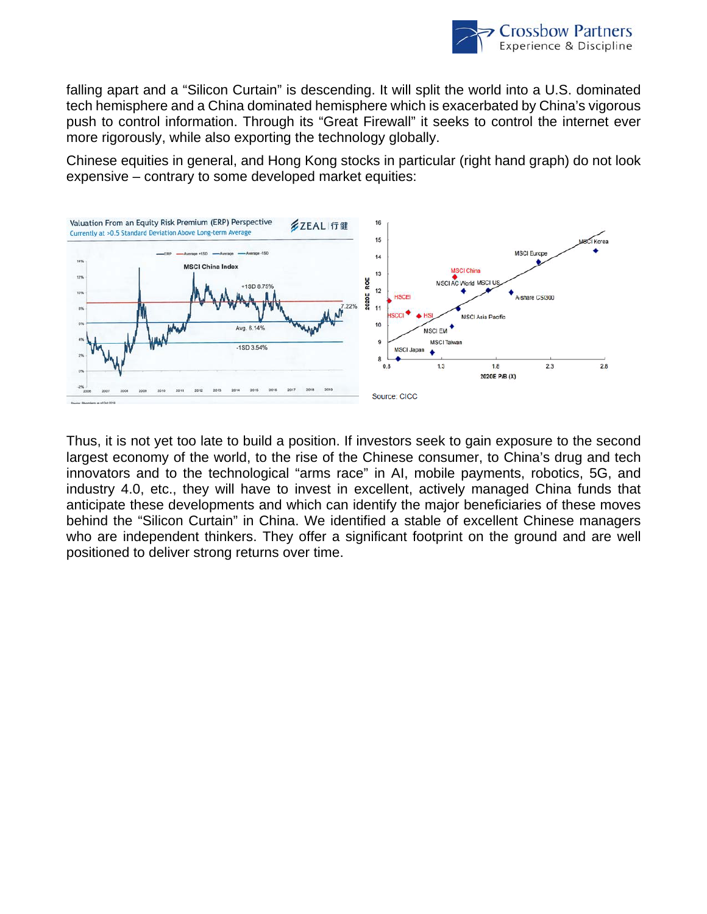falling apart and a "Silicon Curtain" is descending. It will split the world into a U.S. dominated tech hemisphere and a China dominated hemisphere which is exacerbated by China's vigorous push to control information. Through its "Great Firewall" it seeks to control the internet ever more rigorously, while also exporting the technology globally.

Chinese equities in general, and Hong Kong stocks in particular (right hand graph) do not look expensive – contrary to some developed market equities:

Valuation From an Equity Risk Premium (ERP) Perspective
Currently at >0.5 Standard Deviation Above Long-term Average
ZEAL 行健
ERP — Average +1SD — Average — Average -1SD
MSCI China Index
+1SD 8.75%
7.22%
Avg. 6.14%
-1SD 3.54%

2020E ROE
2020E P/B (X)
MSCI Korea
MSCI Europe
MSCI China
MSCI AC World
MSCI US
A-share CSI300
HSCEI
HSCCI
HSI
MSCI Asia Pacific
MSCI EM
MSCI Taiwan
MSCI Japan

Source: CICC

Thus, it is not yet too late to build a position. If investors seek to gain exposure to the second largest economy of the world, to the rise of the Chinese consumer, to China's drug and tech innovators and to the technological "arms race" in AI, mobile payments, robotics, 5G, and industry 4.0, etc., they will have to invest in excellent, actively managed China funds that anticipate these developments and which can identify the major beneficiaries of these moves behind the "Silicon Curtain" in China. We identified a stable of excellent Chinese managers who are independent thinkers. They offer a significant footprint on the ground and are well positioned to deliver strong returns over time.